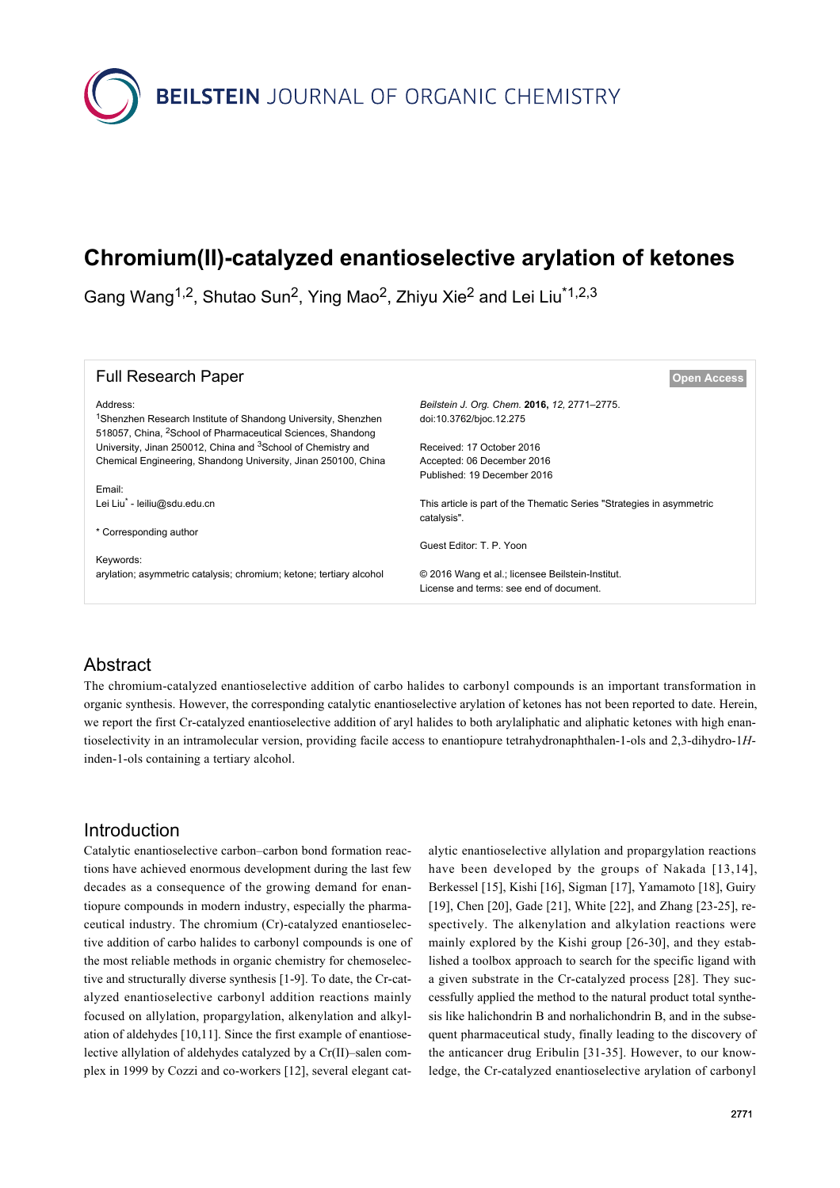# Chromium(II)-catalyzed enantioselective arylation of ketones

Gang Wang[1,2], Shutao Sun[2], Ying Mao[2], Zhiyu Xie[2] and Lei Liu[*1,2,3]

**Full Research Paper** — Open Access

Address:
[1]Shenzhen Research Institute of Shandong University, Shenzhen 518057, China, [2]School of Pharmaceutical Sciences, Shandong University, Jinan 250012, China and [3]School of Chemistry and Chemical Engineering, Shandong University, Jinan 250100, China

Email:
Lei Liu[*] - leiliu@sdu.edu.cn

\* Corresponding author

Keywords:
arylation; asymmetric catalysis; chromium; ketone; tertiary alcohol

*Beilstein J. Org. Chem.* **2016,** *12,* 2771–2775.
doi:10.3762/bjoc.12.275

Received: 17 October 2016
Accepted: 06 December 2016
Published: 19 December 2016

This article is part of the Thematic Series "Strategies in asymmetric catalysis".

Guest Editor: T. P. Yoon

© 2016 Wang et al.; licensee Beilstein-Institut.
License and terms: see end of document.

## Abstract

The chromium-catalyzed enantioselective addition of carbo halides to carbonyl compounds is an important transformation in organic synthesis. However, the corresponding catalytic enantioselective arylation of ketones has not been reported to date. Herein, we report the first Cr-catalyzed enantioselective addition of aryl halides to both arylaliphatic and aliphatic ketones with high enantioselectivity in an intramolecular version, providing facile access to enantiopure tetrahydronaphthalen-1-ols and 2,3-dihydro-1*H*-inden-1-ols containing a tertiary alcohol.

## Introduction

Catalytic enantioselective carbon–carbon bond formation reactions have achieved enormous development during the last few decades as a consequence of the growing demand for enantiopure compounds in modern industry, especially the pharmaceutical industry. The chromium (Cr)-catalyzed enantioselective addition of carbo halides to carbonyl compounds is one of the most reliable methods in organic chemistry for chemoselective and structurally diverse synthesis [1-9]. To date, the Cr-catalyzed enantioselective carbonyl addition reactions mainly focused on allylation, propargylation, alkenylation and alkylation of aldehydes [10,11]. Since the first example of enantioselective allylation of aldehydes catalyzed by a Cr(II)–salen complex in 1999 by Cozzi and co-workers [12], several elegant catalytic enantioselective allylation and propargylation reactions have been developed by the groups of Nakada [13,14], Berkessel [15], Kishi [16], Sigman [17], Yamamoto [18], Guiry [19], Chen [20], Gade [21], White [22], and Zhang [23-25], respectively. The alkenylation and alkylation reactions were mainly explored by the Kishi group [26-30], and they established a toolbox approach to search for the specific ligand with a given substrate in the Cr-catalyzed process [28]. They successfully applied the method to the natural product total synthesis like halichondrin B and norhalichondrin B, and in the subsequent pharmaceutical study, finally leading to the discovery of the anticancer drug Eribulin [31-35]. However, to our knowledge, the Cr-catalyzed enantioselective arylation of carbonyl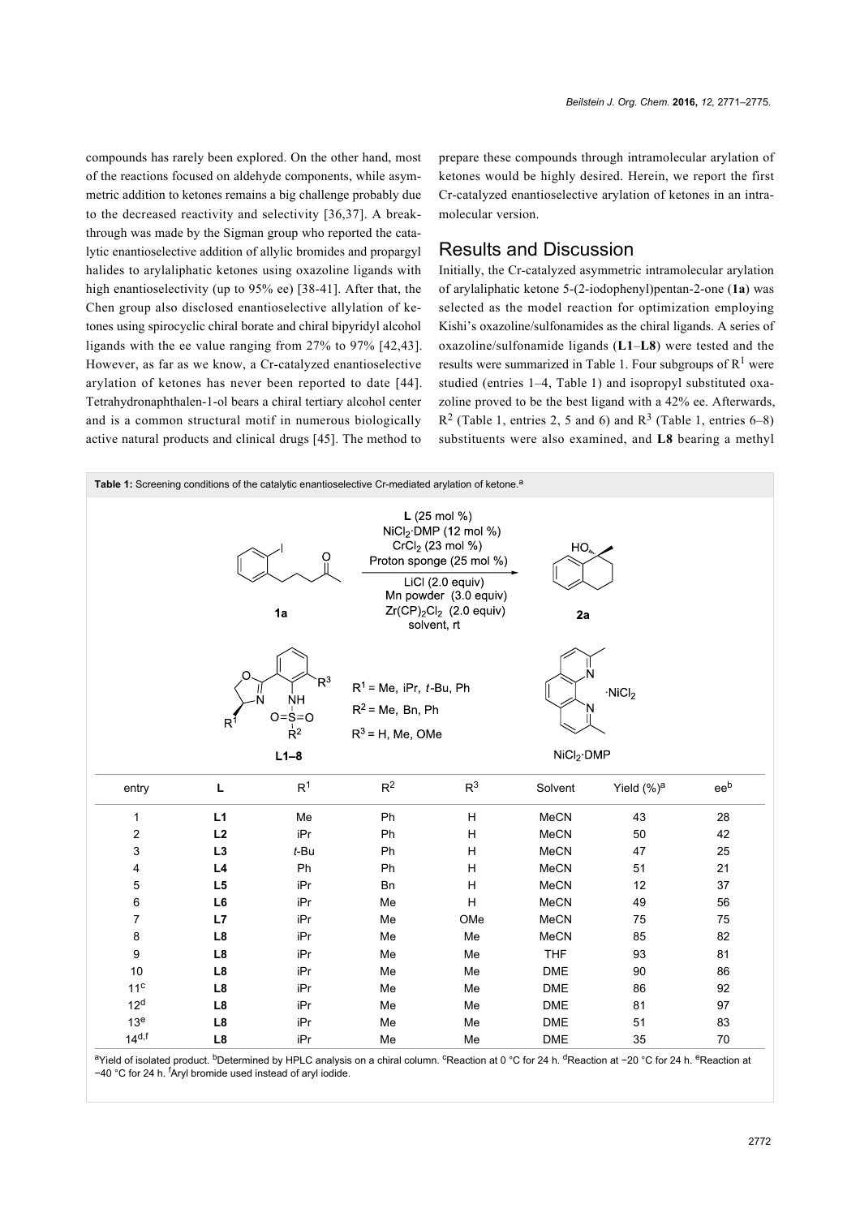compounds has rarely been explored. On the other hand, most of the reactions focused on aldehyde components, while asymmetric addition to ketones remains a big challenge probably due to the decreased reactivity and selectivity [36,37]. A breakthrough was made by the Sigman group who reported the catalytic enantioselective addition of allylic bromides and propargyl halides to arylaliphatic ketones using oxazoline ligands with high enantioselectivity (up to 95% ee) [38-41]. After that, the Chen group also disclosed enantioselective allylation of ketones using spirocyclic chiral borate and chiral bipyridyl alcohol ligands with the ee value ranging from 27% to 97% [42,43]. However, as far as we know, a Cr-catalyzed enantioselective arylation of ketones has never been reported to date [44]. Tetrahydronaphthalen-1-ol bears a chiral tertiary alcohol center and is a common structural motif in numerous biologically active natural products and clinical drugs [45]. The method to prepare these compounds through intramolecular arylation of ketones would be highly desired. Herein, we report the first Cr-catalyzed enantioselective arylation of ketones in an intramolecular version.

## Results and Discussion

Initially, the Cr-catalyzed asymmetric intramolecular arylation of arylaliphatic ketone 5-(2-iodophenyl)pentan-2-one (**1a**) was selected as the model reaction for optimization employing Kishi's oxazoline/sulfonamides as the chiral ligands. A series of oxazoline/sulfonamide ligands (**L1**–**L8**) were tested and the results were summarized in Table 1. Four subgroups of $R^1$ were studied (entries 1–4, Table 1) and isopropyl substituted oxazoline proved to be the best ligand with a 42% ee. Afterwards, $R^2$ (Table 1, entries 2, 5 and 6) and $R^3$ (Table 1, entries 6–8) substituents were also examined, and **L8** bearing a methyl

**Table 1:** Screening conditions of the catalytic enantioselective Cr-mediated arylation of ketone.[a]

Reaction: **1a** → **2a**; conditions: **L** (25 mol %), $NiCl_2$·DMP (12 mol %), $CrCl_2$ (23 mol %), Proton sponge (25 mol %), LiCl (2.0 equiv), Mn powder (3.0 equiv), $Zr(CP)_2Cl_2$ (2.0 equiv), solvent, rt

**L1–8**: $R^1$ = Me, iPr, *t*-Bu, Ph; $R^2$ = Me, Bn, Ph; $R^3$ = H, Me, OMe

| entry | L | $R^1$ | $R^2$ | $R^3$ | Solvent | Yield (%)[a] | ee[b] |
|---|---|---|---|---|---|---|---|
| 1 | **L1** | Me | Ph | H | MeCN | 43 | 28 |
| 2 | **L2** | iPr | Ph | H | MeCN | 50 | 42 |
| 3 | **L3** | *t*-Bu | Ph | H | MeCN | 47 | 25 |
| 4 | **L4** | Ph | Ph | H | MeCN | 51 | 21 |
| 5 | **L5** | iPr | Bn | H | MeCN | 12 | 37 |
| 6 | **L6** | iPr | Me | H | MeCN | 49 | 56 |
| 7 | **L7** | iPr | Me | OMe | MeCN | 75 | 75 |
| 8 | **L8** | iPr | Me | Me | MeCN | 85 | 82 |
| 9 | **L8** | iPr | Me | Me | THF | 93 | 81 |
| 10 | **L8** | iPr | Me | Me | DME | 90 | 86 |
| 11[c] | **L8** | iPr | Me | Me | DME | 86 | 92 |
| 12[d] | **L8** | iPr | Me | Me | DME | 81 | 97 |
| 13[e] | **L8** | iPr | Me | Me | DME | 51 | 83 |
| 14[d,f] | **L8** | iPr | Me | Me | DME | 35 | 70 |

[a]Yield of isolated product. [b]Determined by HPLC analysis on a chiral column. [c]Reaction at 0 °C for 24 h. [d]Reaction at −20 °C for 24 h. [e]Reaction at −40 °C for 24 h. [f]Aryl bromide used instead of aryl iodide.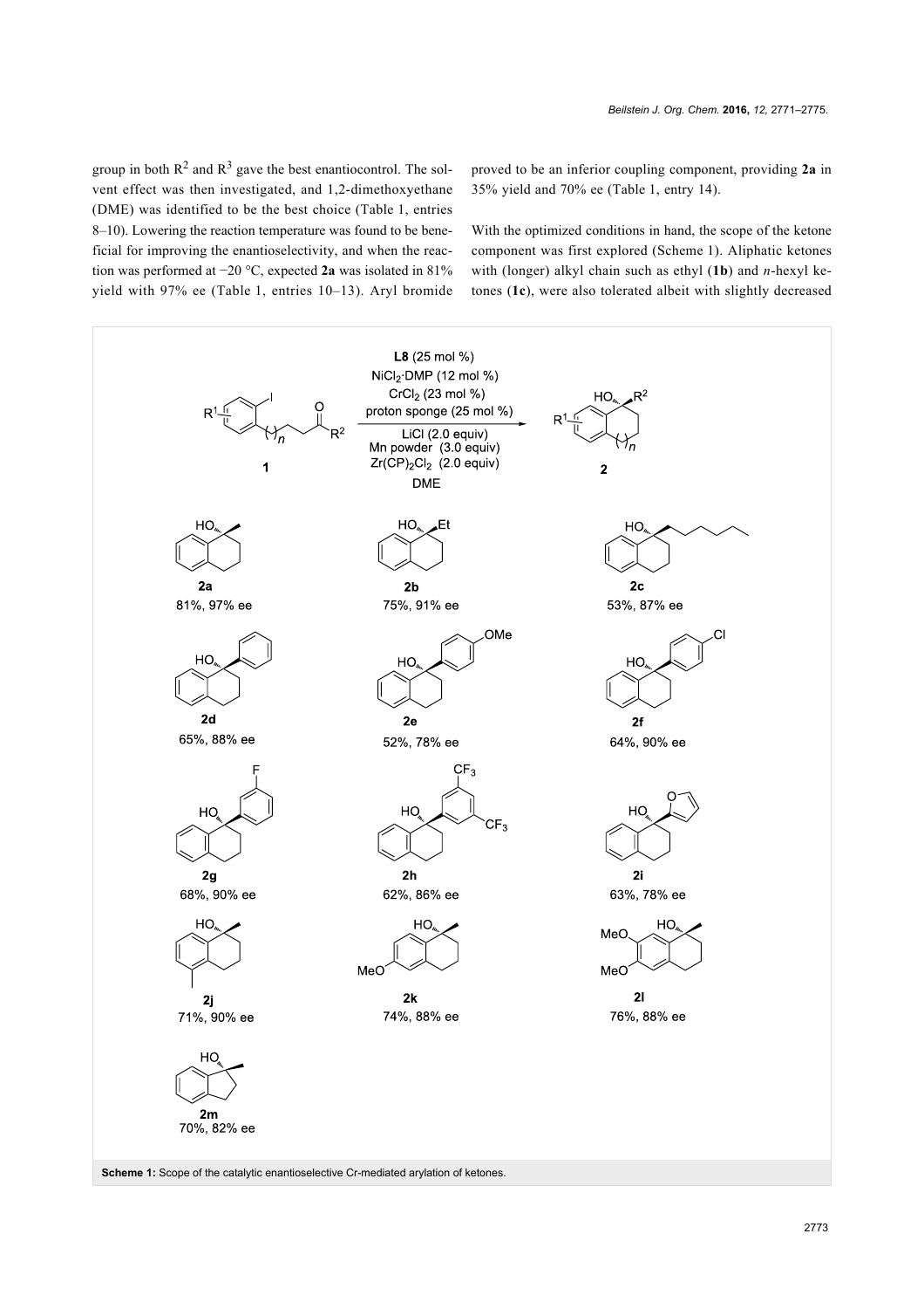group in both $R^2$ and $R^3$ gave the best enantiocontrol. The solvent effect was then investigated, and 1,2-dimethoxyethane (DME) was identified to be the best choice (Table 1, entries 8–10). Lowering the reaction temperature was found to be beneficial for improving the enantioselectivity, and when the reaction was performed at −20 °C, expected **2a** was isolated in 81% yield with 97% ee (Table 1, entries 10–13). Aryl bromide proved to be an inferior coupling component, providing **2a** in 35% yield and 70% ee (Table 1, entry 14).

With the optimized conditions in hand, the scope of the ketone component was first explored (Scheme 1). Aliphatic ketones with (longer) alkyl chain such as ethyl (**1b**) and *n*-hexyl ketones (**1c**), were also tolerated albeit with slightly decreased

**Scheme 1:** Scope of the catalytic enantioselective Cr-mediated arylation of ketones.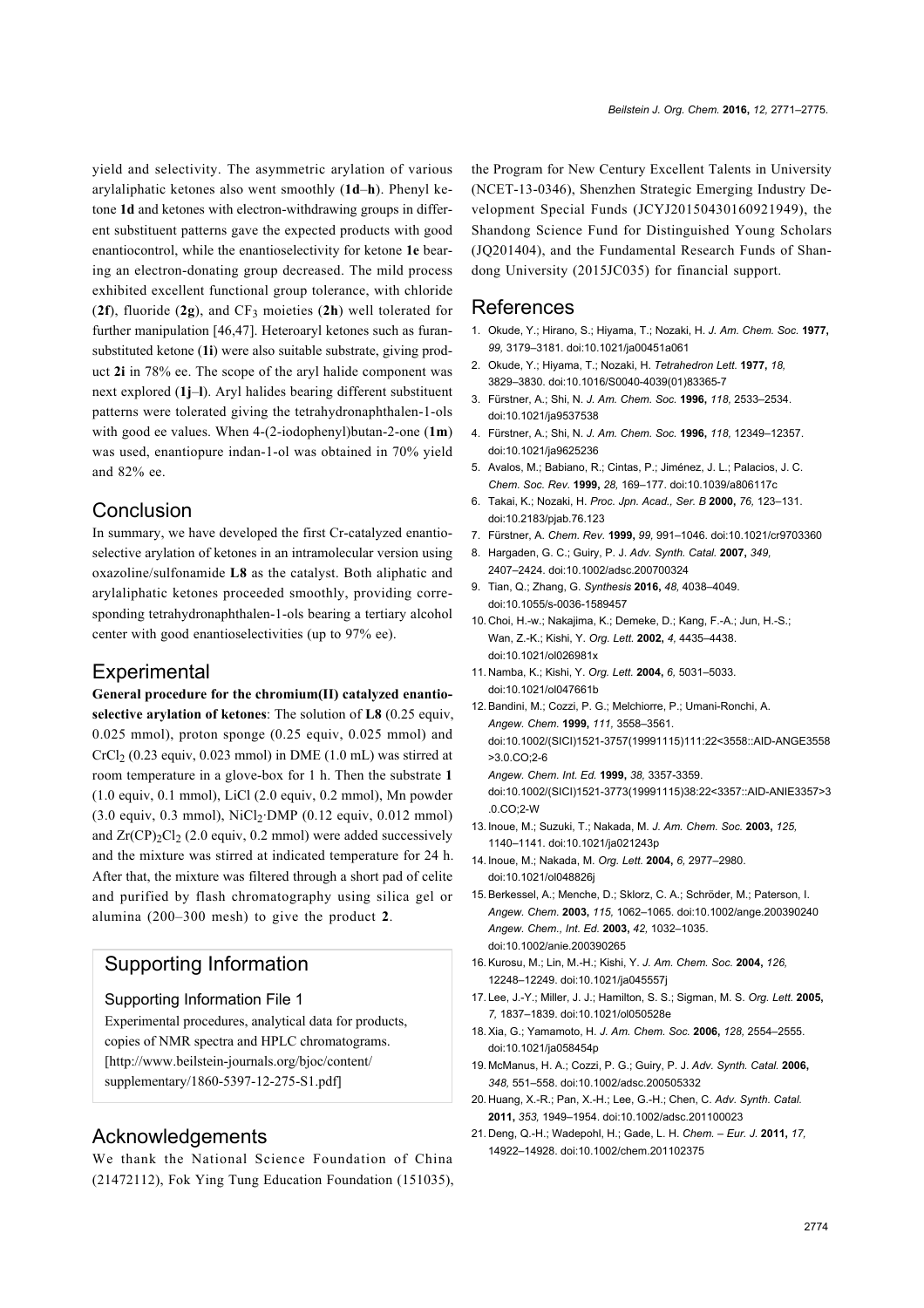yield and selectivity. The asymmetric arylation of various arylaliphatic ketones also went smoothly (**1d**–**h**). Phenyl ketone **1d** and ketones with electron-withdrawing groups in different substituent patterns gave the expected products with good enantiocontrol, while the enantioselectivity for ketone **1e** bearing an electron-donating group decreased. The mild process exhibited excellent functional group tolerance, with chloride (**2f**), fluoride (**2g**), and $CF_3$ moieties (**2h**) well tolerated for further manipulation [46,47]. Heteroaryl ketones such as furan-substituted ketone (**1i**) were also suitable substrate, giving product **2i** in 78% ee. The scope of the aryl halide component was next explored (**1j**–**l**). Aryl halides bearing different substituent patterns were tolerated giving the tetrahydronaphthalen-1-ols with good ee values. When 4-(2-iodophenyl)butan-2-one (**1m**) was used, enantiopure indan-1-ol was obtained in 70% yield and 82% ee.

## Conclusion

In summary, we have developed the first Cr-catalyzed enantioselective arylation of ketones in an intramolecular version using oxazoline/sulfonamide **L8** as the catalyst. Both aliphatic and arylaliphatic ketones proceeded smoothly, providing corresponding tetrahydronaphthalen-1-ols bearing a tertiary alcohol center with good enantioselectivities (up to 97% ee).

## Experimental

**General procedure for the chromium(II) catalyzed enantioselective arylation of ketones**: The solution of **L8** (0.25 equiv, 0.025 mmol), proton sponge (0.25 equiv, 0.025 mmol) and $CrCl_2$ (0.23 equiv, 0.023 mmol) in DME (1.0 mL) was stirred at room temperature in a glove-box for 1 h. Then the substrate **1** (1.0 equiv, 0.1 mmol), LiCl (2.0 equiv, 0.2 mmol), Mn powder (3.0 equiv, 0.3 mmol), $NiCl_2$·DMP (0.12 equiv, 0.012 mmol) and $Zr(CP)_2Cl_2$ (2.0 equiv, 0.2 mmol) were added successively and the mixture was stirred at indicated temperature for 24 h. After that, the mixture was filtered through a short pad of celite and purified by flash chromatography using silica gel or alumina (200–300 mesh) to give the product **2**.

## Supporting Information

### Supporting Information File 1

Experimental procedures, analytical data for products, copies of NMR spectra and HPLC chromatograms.
[http://www.beilstein-journals.org/bjoc/content/supplementary/1860-5397-12-275-S1.pdf]

## Acknowledgements

We thank the National Science Foundation of China (21472112), Fok Ying Tung Education Foundation (151035), the Program for New Century Excellent Talents in University (NCET-13-0346), Shenzhen Strategic Emerging Industry Development Special Funds (JCYJ20150430160921949), the Shandong Science Fund for Distinguished Young Scholars (JQ201404), and the Fundamental Research Funds of Shandong University (2015JC035) for financial support.

## References

1. Okude, Y.; Hirano, S.; Hiyama, T.; Nozaki, H. *J. Am. Chem. Soc.* **1977,** *99,* 3179–3181. doi:10.1021/ja00451a061
2. Okude, Y.; Hiyama, T.; Nozaki, H. *Tetrahedron Lett.* **1977,** *18,* 3829–3830. doi:10.1016/S0040-4039(01)83365-7
3. Fürstner, A.; Shi, N. *J. Am. Chem. Soc.* **1996,** *118,* 2533–2534. doi:10.1021/ja9537538
4. Fürstner, A.; Shi, N. *J. Am. Chem. Soc.* **1996,** *118,* 12349–12357. doi:10.1021/ja9625236
5. Avalos, M.; Babiano, R.; Cintas, P.; Jiménez, J. L.; Palacios, J. C. *Chem. Soc. Rev.* **1999,** *28,* 169–177. doi:10.1039/a806117c
6. Takai, K.; Nozaki, H. *Proc. Jpn. Acad., Ser. B* **2000,** *76,* 123–131. doi:10.2183/pjab.76.123
7. Fürstner, A. *Chem. Rev.* **1999,** *99,* 991–1046. doi:10.1021/cr9703360
8. Hargaden, G. C.; Guiry, P. J. *Adv. Synth. Catal.* **2007,** *349,* 2407–2424. doi:10.1002/adsc.200700324
9. Tian, Q.; Zhang, G. *Synthesis* **2016,** *48,* 4038–4049. doi:10.1055/s-0036-1589457
10. Choi, H.-w.; Nakajima, K.; Demeke, D.; Kang, F.-A.; Jun, H.-S.; Wan, Z.-K.; Kishi, Y. *Org. Lett.* **2002,** *4,* 4435–4438. doi:10.1021/ol026981x
11. Namba, K.; Kishi, Y. *Org. Lett.* **2004,** *6,* 5031–5033. doi:10.1021/ol047661b
12. Bandini, M.; Cozzi, P. G.; Melchiorre, P.; Umani-Ronchi, A. *Angew. Chem.* **1999,** *111,* 3558–3561. doi:10.1002/(SICI)1521-3757(19991115)111:22<3558::AID-ANGE3558>3.0.CO;2-6
*Angew. Chem. Int. Ed.* **1999,** *38,* 3357-3359. doi:10.1002/(SICI)1521-3773(19991115)38:22<3357::AID-ANIE3357>3.0.CO;2-W
13. Inoue, M.; Suzuki, T.; Nakada, M. *J. Am. Chem. Soc.* **2003,** *125,* 1140–1141. doi:10.1021/ja021243p
14. Inoue, M.; Nakada, M. *Org. Lett.* **2004,** *6,* 2977–2980. doi:10.1021/ol048826j
15. Berkessel, A.; Menche, D.; Sklorz, C. A.; Schröder, M.; Paterson, I. *Angew. Chem.* **2003,** *115,* 1062–1065. doi:10.1002/ange.200390240
*Angew. Chem., Int. Ed.* **2003,** *42,* 1032–1035. doi:10.1002/anie.200390265
16. Kurosu, M.; Lin, M.-H.; Kishi, Y. *J. Am. Chem. Soc.* **2004,** *126,* 12248–12249. doi:10.1021/ja045557j
17. Lee, J.-Y.; Miller, J. J.; Hamilton, S. S.; Sigman, M. S. *Org. Lett.* **2005,** *7,* 1837–1839. doi:10.1021/ol050528e
18. Xia, G.; Yamamoto, H. *J. Am. Chem. Soc.* **2006,** *128,* 2554–2555. doi:10.1021/ja058454p
19. McManus, H. A.; Cozzi, P. G.; Guiry, P. J. *Adv. Synth. Catal.* **2006,** *348,* 551–558. doi:10.1002/adsc.200505332
20. Huang, X.-R.; Pan, X.-H.; Lee, G.-H.; Chen, C. *Adv. Synth. Catal.* **2011,** *353,* 1949–1954. doi:10.1002/adsc.201100023
21. Deng, Q.-H.; Wadepohl, H.; Gade, L. H. *Chem. – Eur. J.* **2011,** *17,* 14922–14928. doi:10.1002/chem.201102375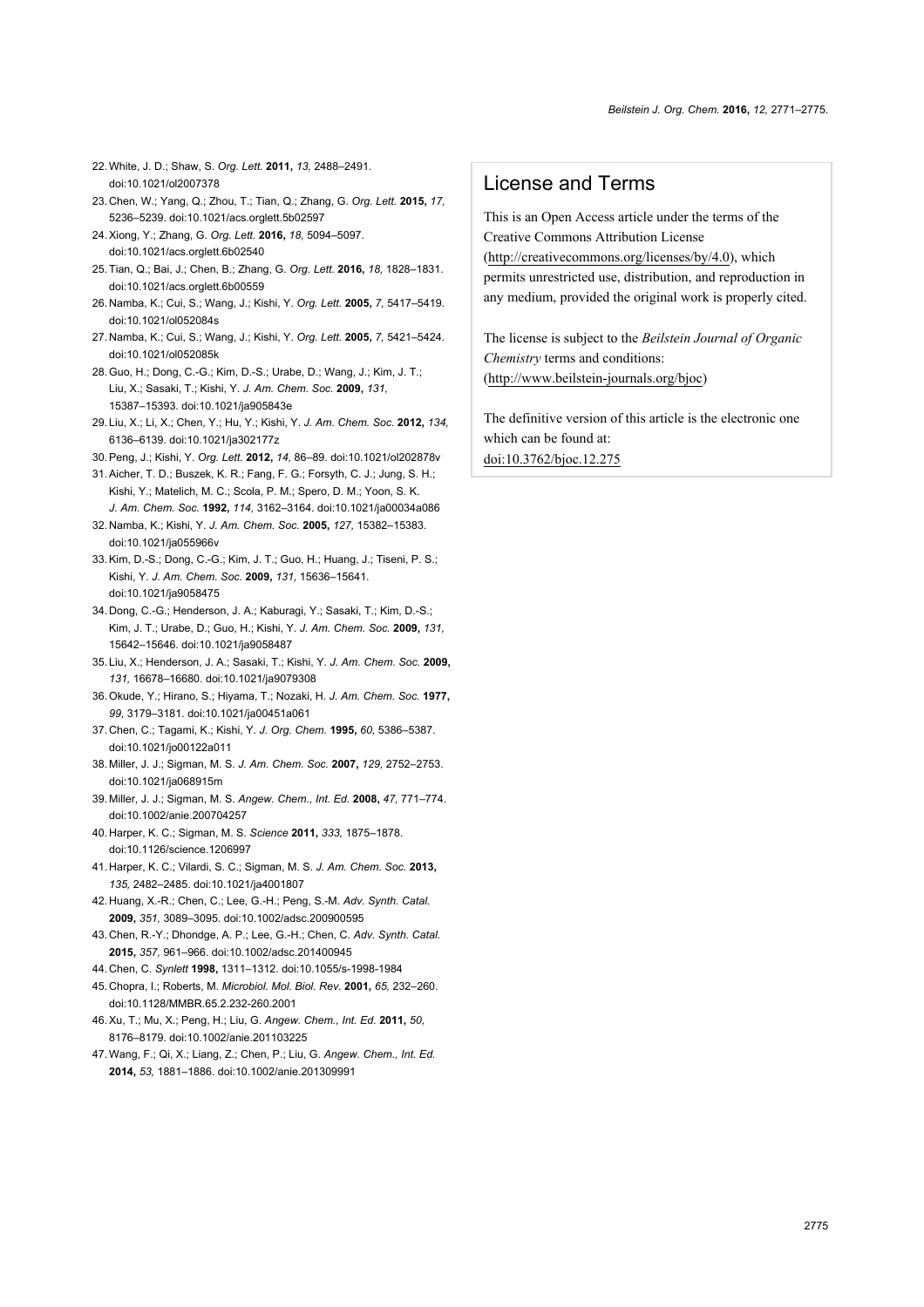22. White, J. D.; Shaw, S. *Org. Lett.* **2011,** *13,* 2488–2491. doi:10.1021/ol2007378
23. Chen, W.; Yang, Q.; Zhou, T.; Tian, Q.; Zhang, G. *Org. Lett.* **2015,** *17,* 5236–5239. doi:10.1021/acs.orglett.5b02597
24. Xiong, Y.; Zhang, G. *Org. Lett.* **2016,** *18,* 5094–5097. doi:10.1021/acs.orglett.6b02540
25. Tian, Q.; Bai, J.; Chen, B.; Zhang, G. *Org. Lett.* **2016,** *18,* 1828–1831. doi:10.1021/acs.orglett.6b00559
26. Namba, K.; Cui, S.; Wang, J.; Kishi, Y. *Org. Lett.* **2005,** *7,* 5417–5419. doi:10.1021/ol052084s
27. Namba, K.; Cui, S.; Wang, J.; Kishi, Y. *Org. Lett.* **2005,** *7,* 5421–5424. doi:10.1021/ol052085k
28. Guo, H.; Dong, C.-G.; Kim, D.-S.; Urabe, D.; Wang, J.; Kim, J. T.; Liu, X.; Sasaki, T.; Kishi, Y. *J. Am. Chem. Soc.* **2009,** *131,* 15387–15393. doi:10.1021/ja905843e
29. Liu, X.; Li, X.; Chen, Y.; Hu, Y.; Kishi, Y. *J. Am. Chem. Soc.* **2012,** *134,* 6136–6139. doi:10.1021/ja302177z
30. Peng, J.; Kishi, Y. *Org. Lett.* **2012,** *14,* 86–89. doi:10.1021/ol202878v
31. Aicher, T. D.; Buszek, K. R.; Fang, F. G.; Forsyth, C. J.; Jung, S. H.; Kishi, Y.; Matelich, M. C.; Scola, P. M.; Spero, D. M.; Yoon, S. K. *J. Am. Chem. Soc.* **1992,** *114,* 3162–3164. doi:10.1021/ja00034a086
32. Namba, K.; Kishi, Y. *J. Am. Chem. Soc.* **2005,** *127,* 15382–15383. doi:10.1021/ja055966v
33. Kim, D.-S.; Dong, C.-G.; Kim, J. T.; Guo, H.; Huang, J.; Tiseni, P. S.; Kishi, Y. *J. Am. Chem. Soc.* **2009,** *131,* 15636–15641. doi:10.1021/ja9058475
34. Dong, C.-G.; Henderson, J. A.; Kaburagi, Y.; Sasaki, T.; Kim, D.-S.; Kim, J. T.; Urabe, D.; Guo, H.; Kishi, Y. *J. Am. Chem. Soc.* **2009,** *131,* 15642–15646. doi:10.1021/ja9058487
35. Liu, X.; Henderson, J. A.; Sasaki, T.; Kishi, Y. *J. Am. Chem. Soc.* **2009,** *131,* 16678–16680. doi:10.1021/ja9079308
36. Okude, Y.; Hirano, S.; Hiyama, T.; Nozaki, H. *J. Am. Chem. Soc.* **1977,** *99,* 3179–3181. doi:10.1021/ja00451a061
37. Chen, C.; Tagami, K.; Kishi, Y. *J. Org. Chem.* **1995,** *60,* 5386–5387. doi:10.1021/jo00122a011
38. Miller, J. J.; Sigman, M. S. *J. Am. Chem. Soc.* **2007,** *129,* 2752–2753. doi:10.1021/ja068915m
39. Miller, J. J.; Sigman, M. S. *Angew. Chem., Int. Ed.* **2008,** *47,* 771–774. doi:10.1002/anie.200704257
40. Harper, K. C.; Sigman, M. S. *Science* **2011,** *333,* 1875–1878. doi:10.1126/science.1206997
41. Harper, K. C.; Vilardi, S. C.; Sigman, M. S. *J. Am. Chem. Soc.* **2013,** *135,* 2482–2485. doi:10.1021/ja4001807
42. Huang, X.-R.; Chen, C.; Lee, G.-H.; Peng, S.-M. *Adv. Synth. Catal.* **2009,** *351,* 3089–3095. doi:10.1002/adsc.200900595
43. Chen, R.-Y.; Dhondge, A. P.; Lee, G.-H.; Chen, C. *Adv. Synth. Catal.* **2015,** *357,* 961–966. doi:10.1002/adsc.201400945
44. Chen, C. *Synlett* **1998,** 1311–1312. doi:10.1055/s-1998-1984
45. Chopra, I.; Roberts, M. *Microbiol. Mol. Biol. Rev.* **2001,** *65,* 232–260. doi:10.1128/MMBR.65.2.232-260.2001
46. Xu, T.; Mu, X.; Peng, H.; Liu, G. *Angew. Chem., Int. Ed.* **2011,** *50,* 8176–8179. doi:10.1002/anie.201103225
47. Wang, F.; Qi, X.; Liang, Z.; Chen, P.; Liu, G. *Angew. Chem., Int. Ed.* **2014,** *53,* 1881–1886. doi:10.1002/anie.201309991

## License and Terms

This is an Open Access article under the terms of the Creative Commons Attribution License (http://creativecommons.org/licenses/by/4.0), which permits unrestricted use, distribution, and reproduction in any medium, provided the original work is properly cited.

The license is subject to the *Beilstein Journal of Organic Chemistry* terms and conditions: (http://www.beilstein-journals.org/bjoc)

The definitive version of this article is the electronic one which can be found at: doi:10.3762/bjoc.12.275